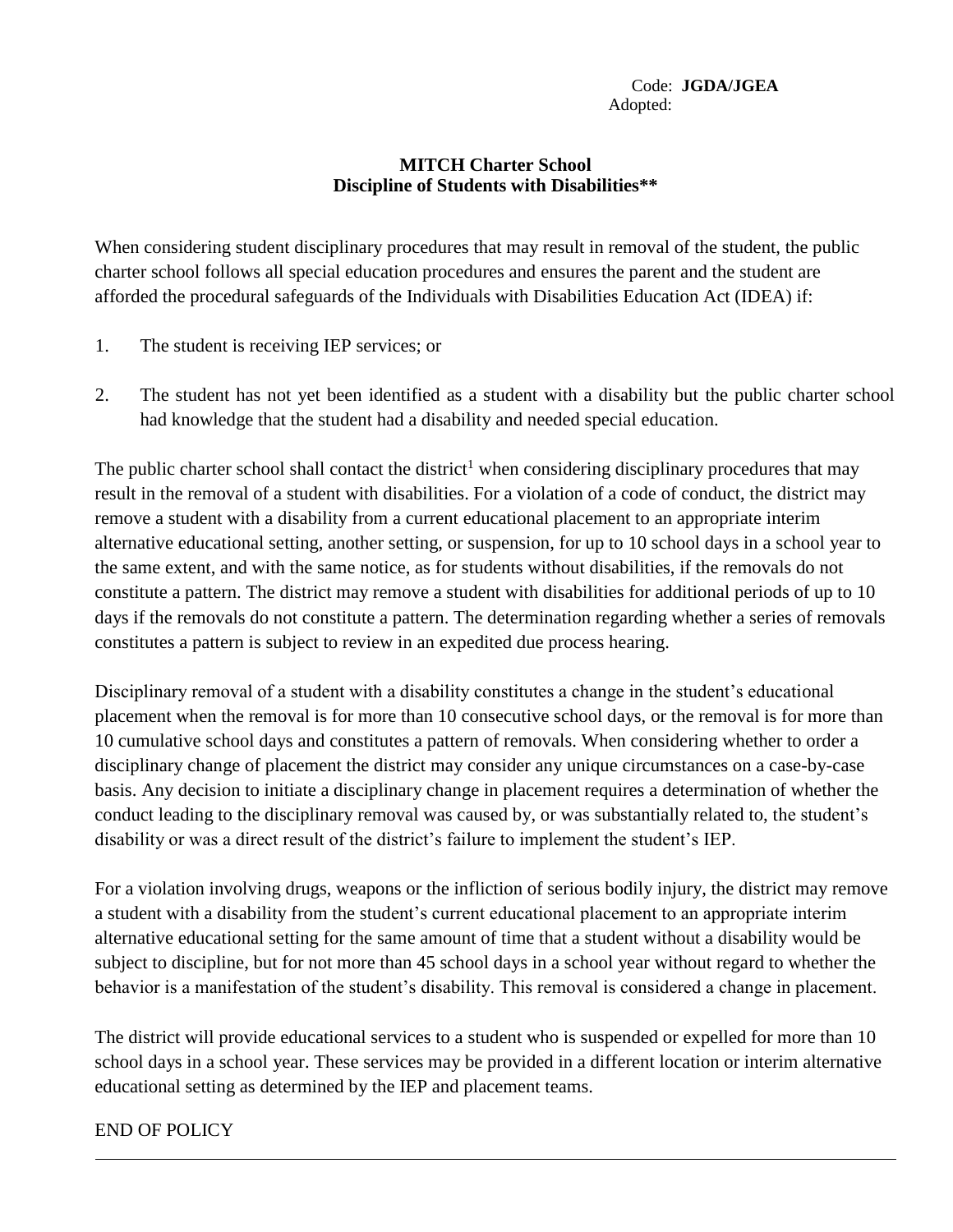Code: **JGDA/JGEA**
Adopted:

# MITCH Charter School
## Discipline of Students with Disabilities**

When considering student disciplinary procedures that may result in removal of the student, the public charter school follows all special education procedures and ensures the parent and the student are afforded the procedural safeguards of the Individuals with Disabilities Education Act (IDEA) if:

1. The student is receiving IEP services; or

2. The student has not yet been identified as a student with a disability but the public charter school had knowledge that the student had a disability and needed special education.

The public charter school shall contact the district[1] when considering disciplinary procedures that may result in the removal of a student with disabilities. For a violation of a code of conduct, the district may remove a student with a disability from a current educational placement to an appropriate interim alternative educational setting, another setting, or suspension, for up to 10 school days in a school year to the same extent, and with the same notice, as for students without disabilities, if the removals do not constitute a pattern. The district may remove a student with disabilities for additional periods of up to 10 days if the removals do not constitute a pattern. The determination regarding whether a series of removals constitutes a pattern is subject to review in an expedited due process hearing.

Disciplinary removal of a student with a disability constitutes a change in the student's educational placement when the removal is for more than 10 consecutive school days, or the removal is for more than 10 cumulative school days and constitutes a pattern of removals. When considering whether to order a disciplinary change of placement the district may consider any unique circumstances on a case-by-case basis. Any decision to initiate a disciplinary change in placement requires a determination of whether the conduct leading to the disciplinary removal was caused by, or was substantially related to, the student's disability or was a direct result of the district's failure to implement the student's IEP.

For a violation involving drugs, weapons or the infliction of serious bodily injury, the district may remove a student with a disability from the student's current educational placement to an appropriate interim alternative educational setting for the same amount of time that a student without a disability would be subject to discipline, but for not more than 45 school days in a school year without regard to whether the behavior is a manifestation of the student's disability. This removal is considered a change in placement.

The district will provide educational services to a student who is suspended or expelled for more than 10 school days in a school year. These services may be provided in a different location or interim alternative educational setting as determined by the IEP and placement teams.

END OF POLICY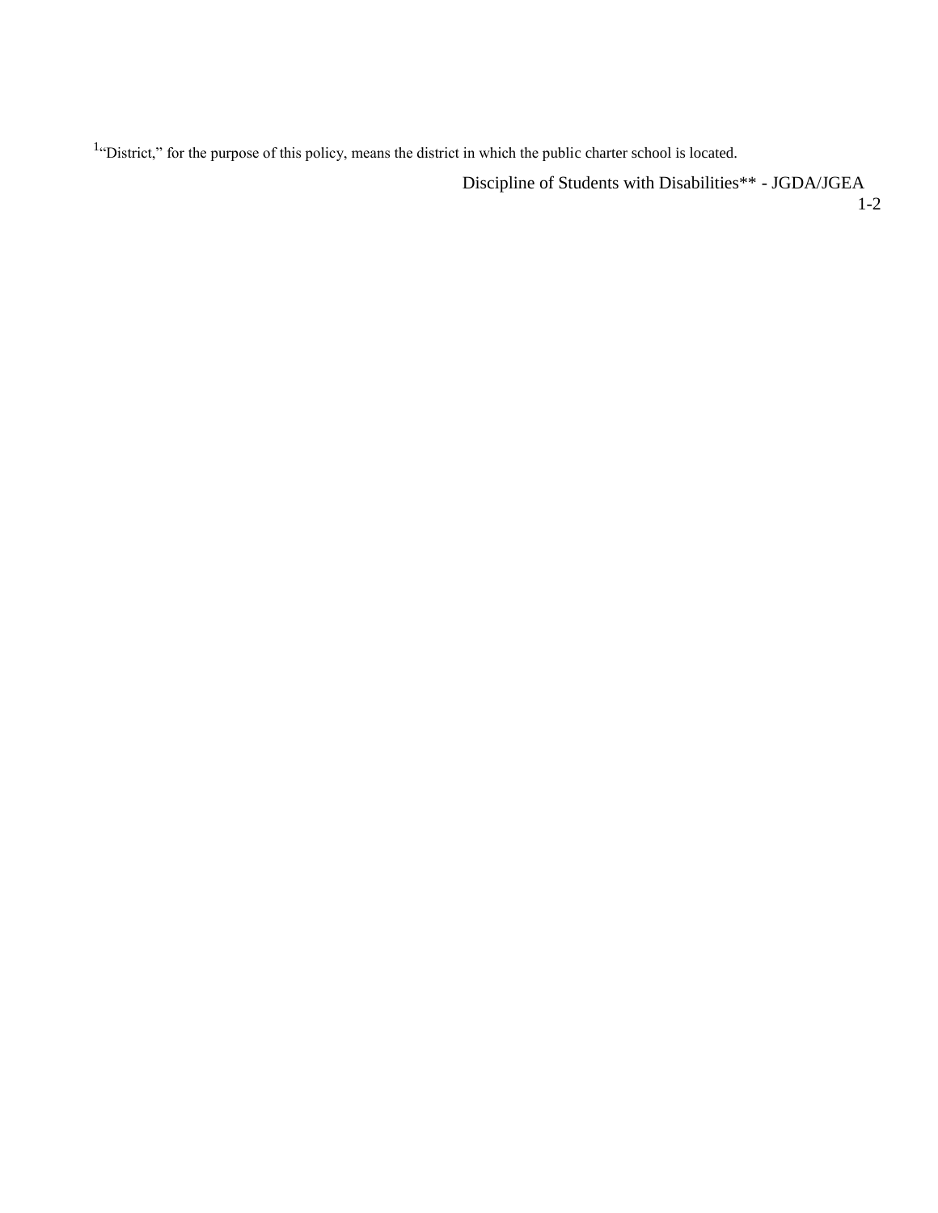[1]"District," for the purpose of this policy, means the district in which the public charter school is located.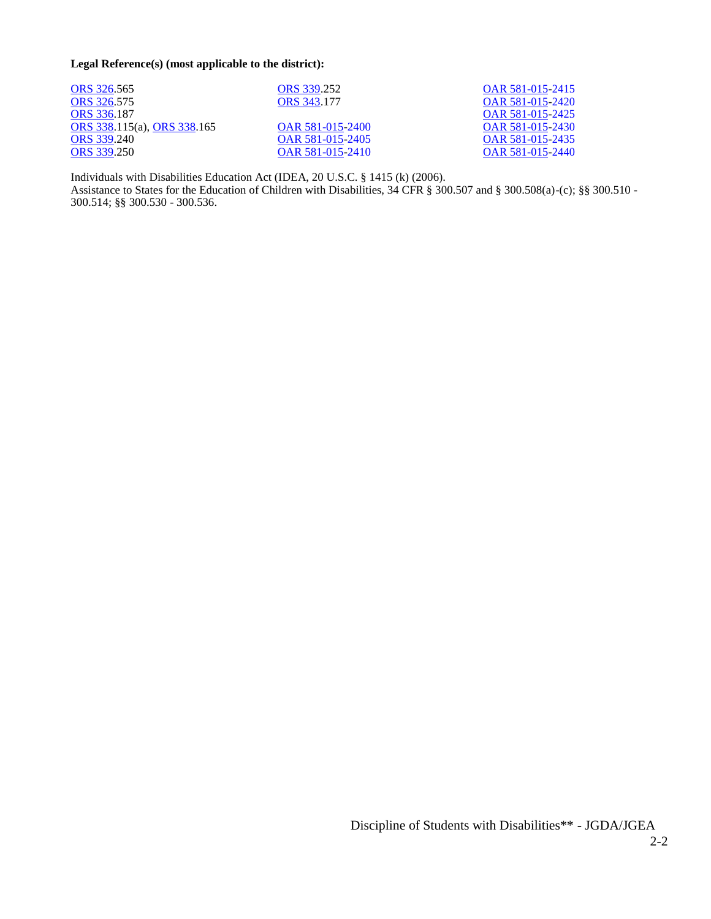**Legal Reference(s) (most applicable to the district):**

| | | |
|---|---|---|
| ORS 326.565 | ORS 339.252 | OAR 581-015-2415 |
| ORS 326.575 | ORS 343.177 | OAR 581-015-2420 |
| ORS 336.187 | | OAR 581-015-2425 |
| ORS 338.115(a), ORS 338.165 | OAR 581-015-2400 | OAR 581-015-2430 |
| ORS 339.240 | OAR 581-015-2405 | OAR 581-015-2435 |
| ORS 339.250 | OAR 581-015-2410 | OAR 581-015-2440 |

Individuals with Disabilities Education Act (IDEA, 20 U.S.C. § 1415 (k) (2006).
Assistance to States for the Education of Children with Disabilities, 34 CFR § 300.507 and § 300.508(a)-(c); §§ 300.510 - 300.514; §§ 300.530 - 300.536.